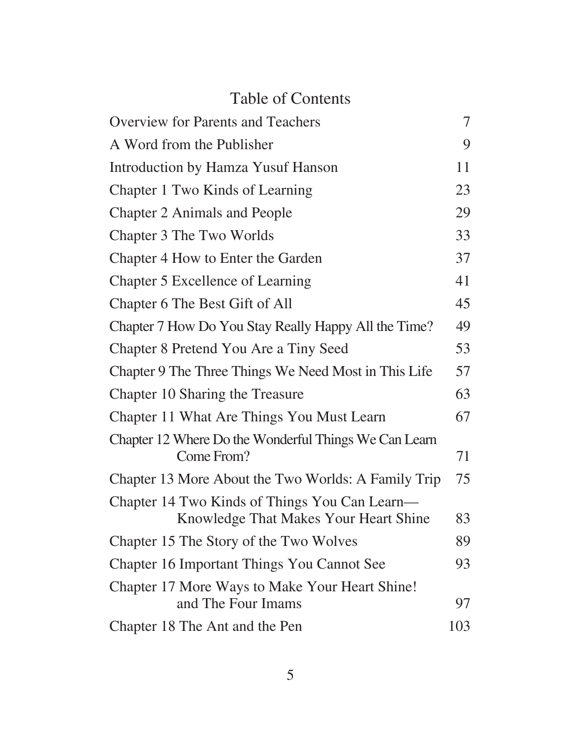# Table of Contents

| | |
|---|---|
| Overview for Parents and Teachers | 7 |
| A Word from the Publisher | 9 |
| Introduction by Hamza Yusuf Hanson | 11 |
| Chapter 1 Two Kinds of Learning | 23 |
| Chapter 2 Animals and People | 29 |
| Chapter 3 The Two Worlds | 33 |
| Chapter 4 How to Enter the Garden | 37 |
| Chapter 5 Excellence of Learning | 41 |
| Chapter 6 The Best Gift of All | 45 |
| Chapter 7 How Do You Stay Really Happy All the Time? | 49 |
| Chapter 8 Pretend You Are a Tiny Seed | 53 |
| Chapter 9 The Three Things We Need Most in This Life | 57 |
| Chapter 10 Sharing the Treasure | 63 |
| Chapter 11 What Are Things You Must Learn | 67 |
| Chapter 12 Where Do the Wonderful Things We Can Learn Come From? | 71 |
| Chapter 13 More About the Two Worlds: A Family Trip | 75 |
| Chapter 14 Two Kinds of Things You Can Learn—Knowledge That Makes Your Heart Shine | 83 |
| Chapter 15 The Story of the Two Wolves | 89 |
| Chapter 16 Important Things You Cannot See | 93 |
| Chapter 17 More Ways to Make Your Heart Shine! and The Four Imams | 97 |
| Chapter 18 The Ant and the Pen | 103 |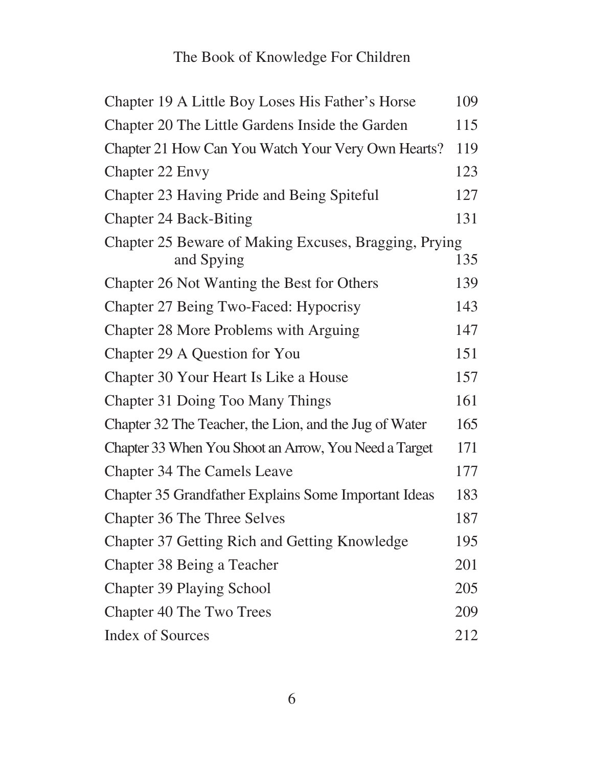| | |
|---|---|
| Chapter 19 A Little Boy Loses His Father's Horse | 109 |
| Chapter 20 The Little Gardens Inside the Garden | 115 |
| Chapter 21 How Can You Watch Your Very Own Hearts? | 119 |
| Chapter 22 Envy | 123 |
| Chapter 23 Having Pride and Being Spiteful | 127 |
| Chapter 24 Back-Biting | 131 |
| Chapter 25 Beware of Making Excuses, Bragging, Prying and Spying | 135 |
| Chapter 26 Not Wanting the Best for Others | 139 |
| Chapter 27 Being Two-Faced: Hypocrisy | 143 |
| Chapter 28 More Problems with Arguing | 147 |
| Chapter 29 A Question for You | 151 |
| Chapter 30 Your Heart Is Like a House | 157 |
| Chapter 31 Doing Too Many Things | 161 |
| Chapter 32 The Teacher, the Lion, and the Jug of Water | 165 |
| Chapter 33 When You Shoot an Arrow, You Need a Target | 171 |
| Chapter 34 The Camels Leave | 177 |
| Chapter 35 Grandfather Explains Some Important Ideas | 183 |
| Chapter 36 The Three Selves | 187 |
| Chapter 37 Getting Rich and Getting Knowledge | 195 |
| Chapter 38 Being a Teacher | 201 |
| Chapter 39 Playing School | 205 |
| Chapter 40 The Two Trees | 209 |
| Index of Sources | 212 |